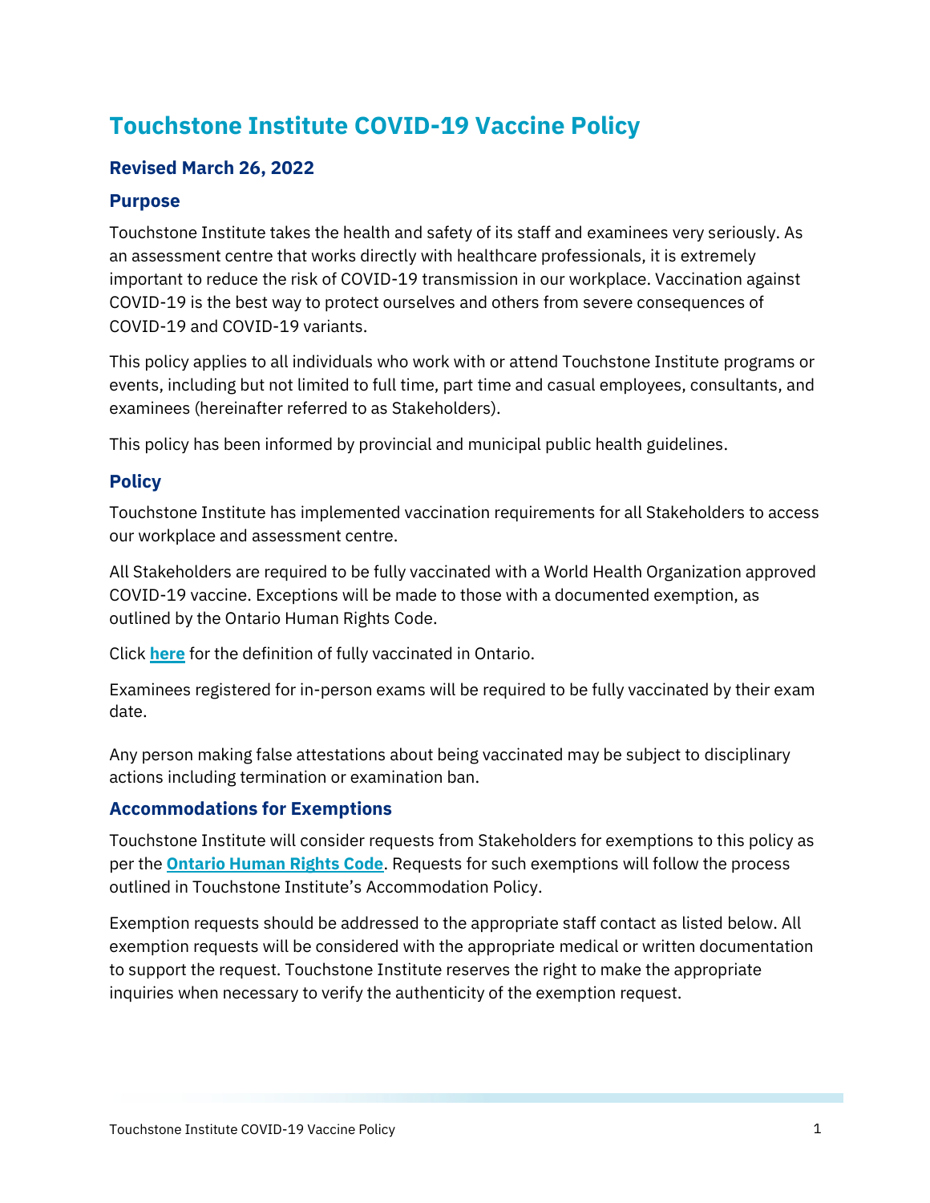# Touchstone Institute COVID-19 Vaccine Policy

### Revised March 26, 2022

### Purpose

Touchstone Institute takes the health and safety of its staff and examinees very seriously. As an assessment centre that works directly with healthcare professionals, it is extremely important to reduce the risk of COVID-19 transmission in our workplace. Vaccination against COVID-19 is the best way to protect ourselves and others from severe consequences of COVID-19 and COVID-19 variants.

This policy applies to all individuals who work with or attend Touchstone Institute programs or events, including but not limited to full time, part time and casual employees, consultants, and examinees (hereinafter referred to as Stakeholders).

This policy has been informed by provincial and municipal public health guidelines.

## Policy

Touchstone Institute has implemented vaccination requirements for all Stakeholders to access our workplace and assessment centre.

All Stakeholders are required to be fully vaccinated with a World Health Organization approved COVID-19 vaccine. Exceptions will be made to those with a documented exemption, as outlined by the Ontario Human Rights Code.

Click **here** for the definition of fully vaccinated in Ontario.

Examinees registered for in-person exams will be required to be fully vaccinated by their exam date.

Any person making false attestations about being vaccinated may be subject to disciplinary actions including termination or examination ban.

## Accommodations for Exemptions

Touchstone Institute will consider requests from Stakeholders for exemptions to this policy as per the **Ontario Human Rights Code**. Requests for such exemptions will follow the process outlined in Touchstone Institute's Accommodation Policy.

Exemption requests should be addressed to the appropriate staff contact as listed below. All exemption requests will be considered with the appropriate medical or written documentation to support the request. Touchstone Institute reserves the right to make the appropriate inquiries when necessary to verify the authenticity of the exemption request.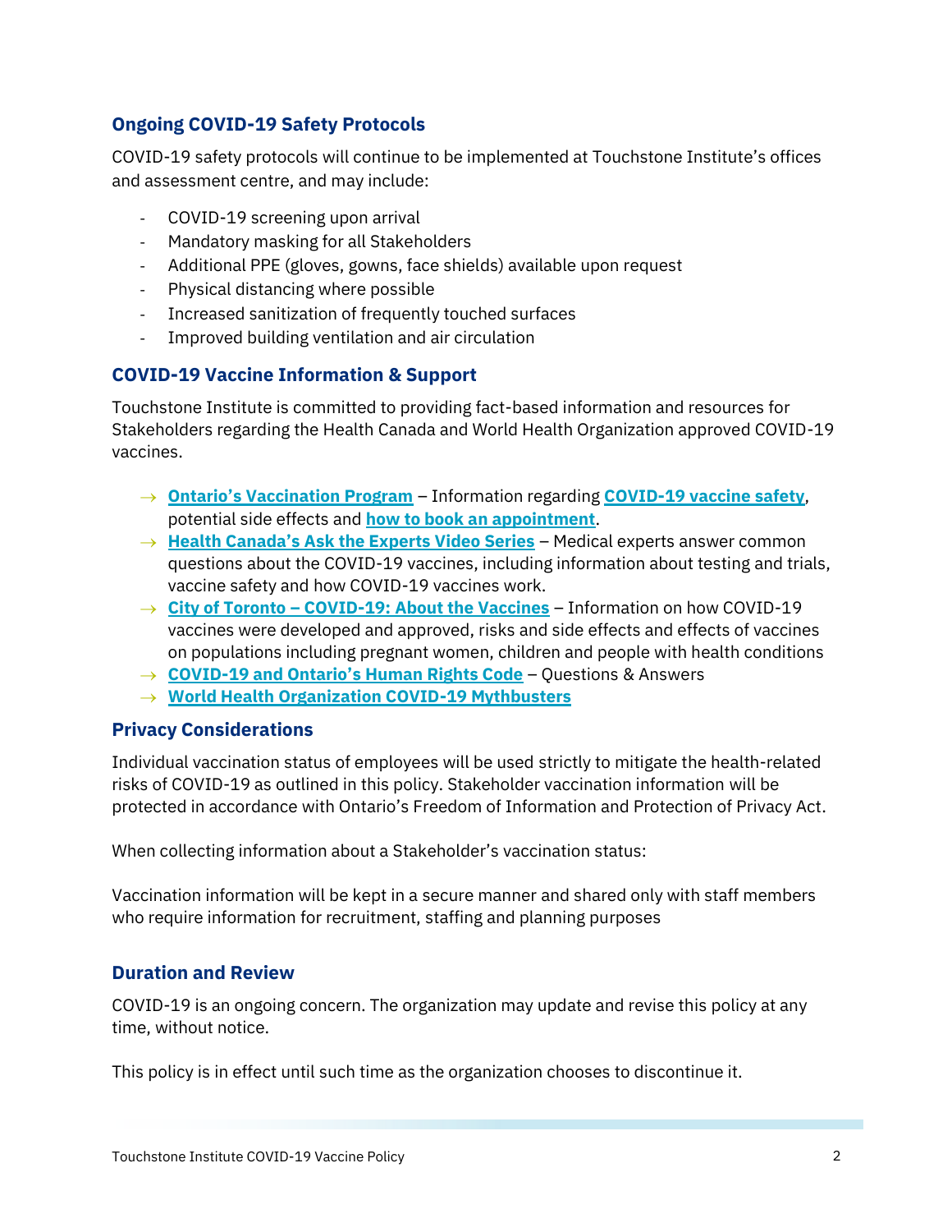## Ongoing COVID-19 Safety Protocols

COVID-19 safety protocols will continue to be implemented at Touchstone Institute's offices and assessment centre, and may include:

- COVID-19 screening upon arrival
- Mandatory masking for all Stakeholders
- Additional PPE (gloves, gowns, face shields) available upon request
- Physical distancing where possible
- Increased sanitization of frequently touched surfaces
- Improved building ventilation and air circulation

## COVID-19 Vaccine Information & Support

Touchstone Institute is committed to providing fact-based information and resources for Stakeholders regarding the Health Canada and World Health Organization approved COVID-19 vaccines.

→ **Ontario's Vaccination Program** – Information regarding **COVID-19 vaccine safety**, potential side effects and **how to book an appointment**.
→ **Health Canada's Ask the Experts Video Series** – Medical experts answer common questions about the COVID-19 vaccines, including information about testing and trials, vaccine safety and how COVID-19 vaccines work.
→ **City of Toronto – COVID-19: About the Vaccines** – Information on how COVID-19 vaccines were developed and approved, risks and side effects and effects of vaccines on populations including pregnant women, children and people with health conditions
→ **COVID-19 and Ontario's Human Rights Code** – Questions & Answers
→ **World Health Organization COVID-19 Mythbusters**

## Privacy Considerations

Individual vaccination status of employees will be used strictly to mitigate the health-related risks of COVID-19 as outlined in this policy. Stakeholder vaccination information will be protected in accordance with Ontario's Freedom of Information and Protection of Privacy Act.

When collecting information about a Stakeholder's vaccination status:

Vaccination information will be kept in a secure manner and shared only with staff members who require information for recruitment, staffing and planning purposes

## Duration and Review

COVID-19 is an ongoing concern. The organization may update and revise this policy at any time, without notice.

This policy is in effect until such time as the organization chooses to discontinue it.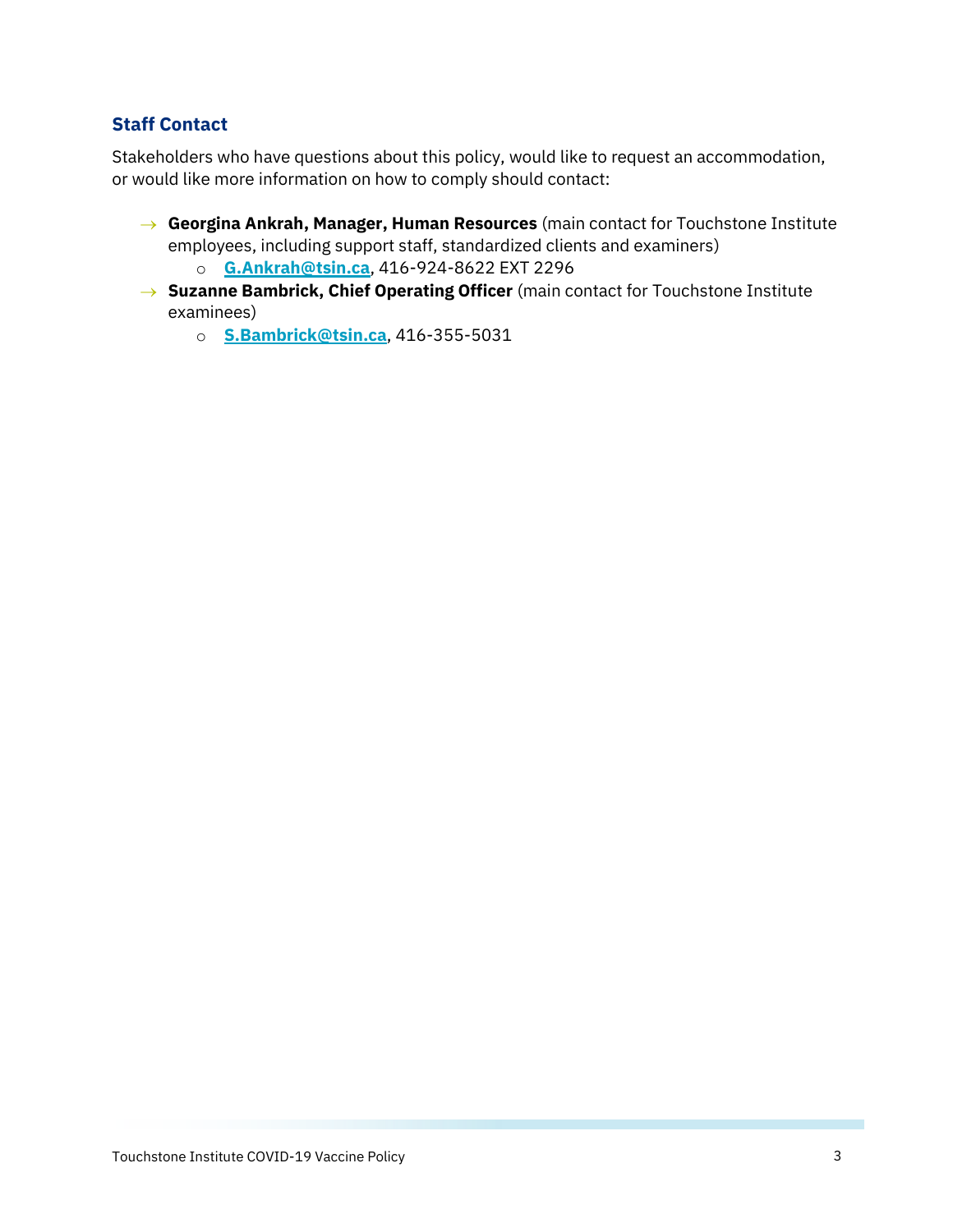### Staff Contact

Stakeholders who have questions about this policy, would like to request an accommodation, or would like more information on how to comply should contact:

- **Georgina Ankrah, Manager, Human Resources** (main contact for Touchstone Institute employees, including support staff, standardized clients and examiners)
  - **G.Ankrah@tsin.ca**, 416-924-8622 EXT 2296
- **Suzanne Bambrick, Chief Operating Officer** (main contact for Touchstone Institute examinees)
  - **S.Bambrick@tsin.ca**, 416-355-5031